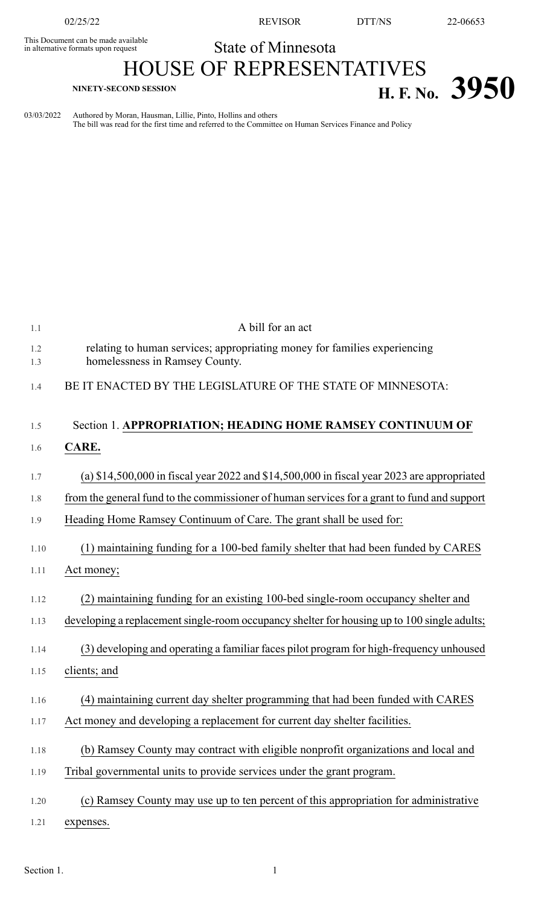This Document can be made available in alternative formats upon request

State of Minnesota

# HOUSE OF REPRESENTATIVES

**NINETY-SECOND SESSION**

**H. F. No. 3950**

03/03/2022 Authored by Moran, Hausman, Lillie, Pinto, Hollins and others
The bill was read for the first time and referred to the Committee on Human Services Finance and Policy

A bill for an act

relating to human services; appropriating money for families experiencing homelessness in Ramsey County.

BE IT ENACTED BY THE LEGISLATURE OF THE STATE OF MINNESOTA:

Section 1. **APPROPRIATION; HEADING HOME RAMSEY CONTINUUM OF CARE.**

(a) $14,500,000 in fiscal year 2022 and $14,500,000 in fiscal year 2023 are appropriated from the general fund to the commissioner of human services for a grant to fund and support Heading Home Ramsey Continuum of Care. The grant shall be used for:

(1) maintaining funding for a 100-bed family shelter that had been funded by CARES Act money;

(2) maintaining funding for an existing 100-bed single-room occupancy shelter and developing a replacement single-room occupancy shelter for housing up to 100 single adults;

(3) developing and operating a familiar faces pilot program for high-frequency unhoused clients; and

(4) maintaining current day shelter programming that had been funded with CARES Act money and developing a replacement for current day shelter facilities.

(b) Ramsey County may contract with eligible nonprofit organizations and local and Tribal governmental units to provide services under the grant program.

(c) Ramsey County may use up to ten percent of this appropriation for administrative expenses.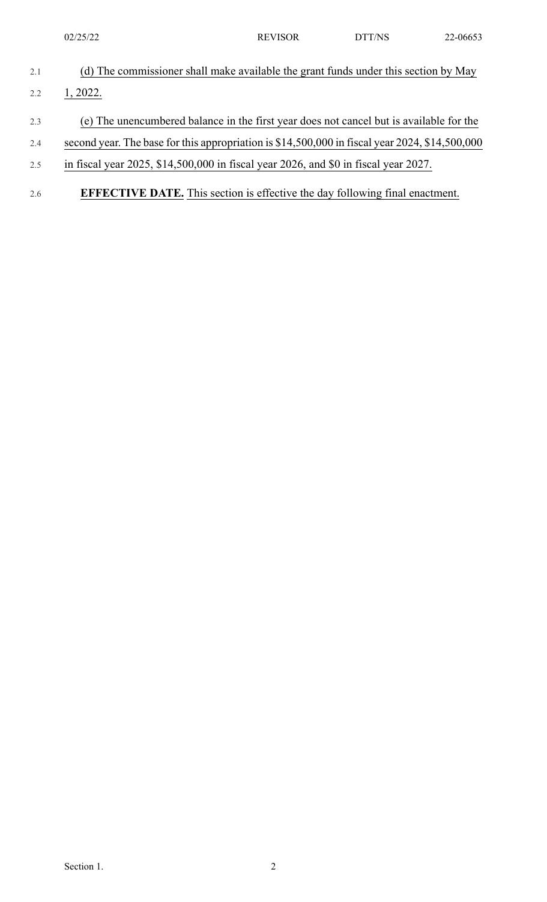(d) The commissioner shall make available the grant funds under this section by May 1, 2022.

(e) The unencumbered balance in the first year does not cancel but is available for the second year. The base for this appropriation is $14,500,000 in fiscal year 2024, $14,500,000 in fiscal year 2025, $14,500,000 in fiscal year 2026, and $0 in fiscal year 2027.

**EFFECTIVE DATE.** This section is effective the day following final enactment.